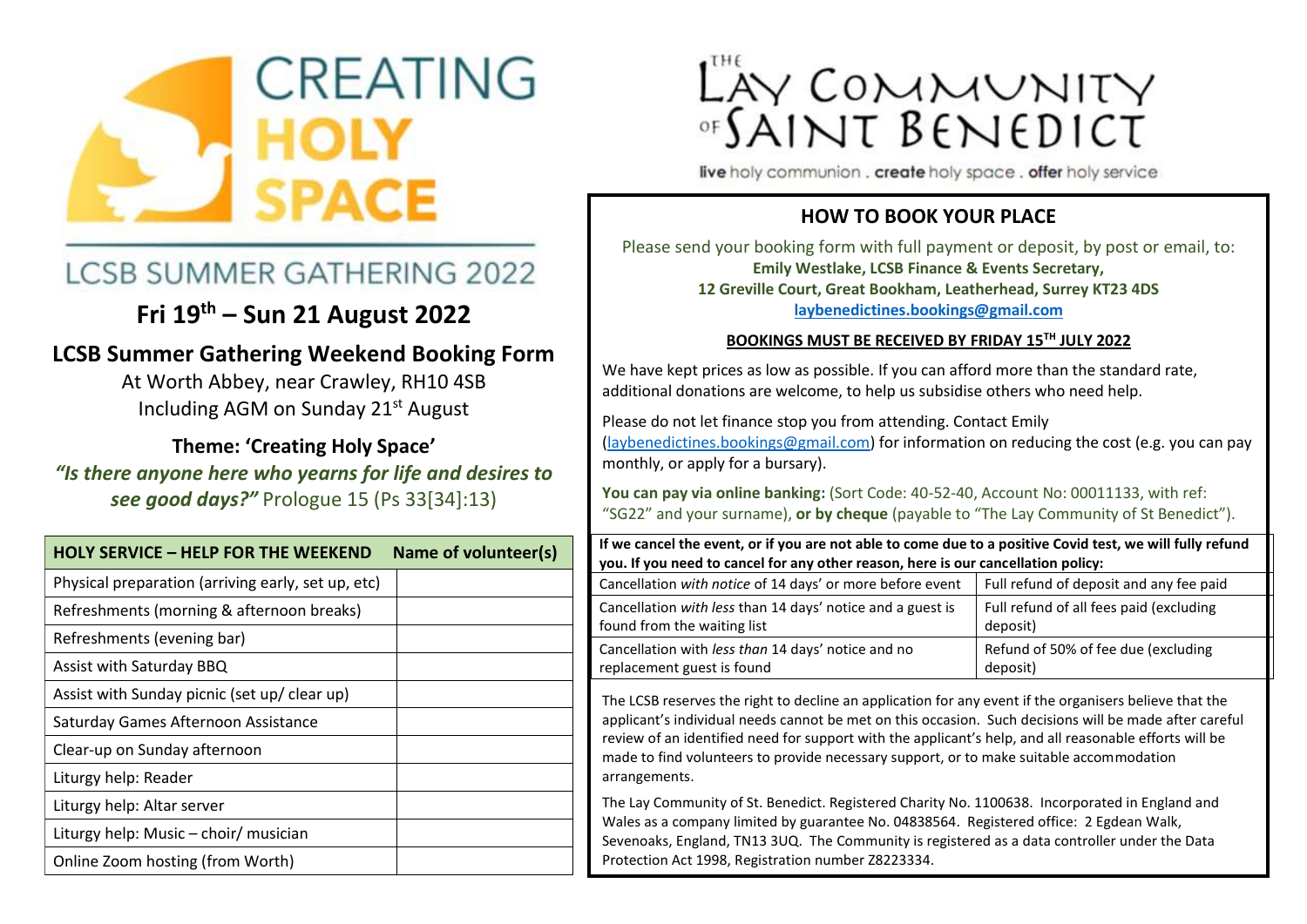# CREATING HOLY SPACE

## LCSB SUMMER GATHERING 2022

## Fri 19th – Sun 21 August 2022

### LCSB Summer Gathering Weekend Booking Form

At Worth Abbey, near Crawley, RH10 4SB
Including AGM on Sunday 21st August

**Theme: 'Creating Holy Space'**

***"Is there anyone here who yearns for life and desires to see good days?"*** Prologue 15 (Ps 33[34]:13)

| HOLY SERVICE – HELP FOR THE WEEKEND | Name of volunteer(s) |
|---|---|
| Physical preparation (arriving early, set up, etc) | |
| Refreshments (morning & afternoon breaks) | |
| Refreshments (evening bar) | |
| Assist with Saturday BBQ | |
| Assist with Sunday picnic (set up/ clear up) | |
| Saturday Games Afternoon Assistance | |
| Clear-up on Sunday afternoon | |
| Liturgy help: Reader | |
| Liturgy help: Altar server | |
| Liturgy help: Music – choir/ musician | |
| Online Zoom hosting (from Worth) | |

# THE LAY COMMUNITY OF SAINT BENEDICT

**live** holy communion . **create** holy space . **offer** holy service

## HOW TO BOOK YOUR PLACE

Please send your booking form with full payment or deposit, by post or email, to:
**Emily Westlake, LCSB Finance & Events Secretary,**
**12 Greville Court, Great Bookham, Leatherhead, Surrey KT23 4DS**
**laybenedictines.bookings@gmail.com**

**BOOKINGS MUST BE RECEIVED BY FRIDAY 15TH JULY 2022**

We have kept prices as low as possible. If you can afford more than the standard rate, additional donations are welcome, to help us subsidise others who need help.

Please do not let finance stop you from attending. Contact Emily (laybenedictines.bookings@gmail.com) for information on reducing the cost (e.g. you can pay monthly, or apply for a bursary).

**You can pay via online banking:** (Sort Code: 40-52-40, Account No: 00011133, with ref: "SG22" and your surname), **or by cheque** (payable to "The Lay Community of St Benedict").

**If we cancel the event, or if you are not able to come due to a positive Covid test, we will fully refund you. If you need to cancel for any other reason, here is our cancellation policy:**

| | |
|---|---|
| Cancellation *with notice* of 14 days' or more before event | Full refund of deposit and any fee paid |
| Cancellation *with less* than 14 days' notice and a guest is found from the waiting list | Full refund of all fees paid (excluding deposit) |
| Cancellation with *less than* 14 days' notice and no replacement guest is found | Refund of 50% of fee due (excluding deposit) |

The LCSB reserves the right to decline an application for any event if the organisers believe that the applicant's individual needs cannot be met on this occasion. Such decisions will be made after careful review of an identified need for support with the applicant's help, and all reasonable efforts will be made to find volunteers to provide necessary support, or to make suitable accommodation arrangements.

The Lay Community of St. Benedict. Registered Charity No. 1100638. Incorporated in England and Wales as a company limited by guarantee No. 04838564. Registered office: 2 Egdean Walk, Sevenoaks, England, TN13 3UQ. The Community is registered as a data controller under the Data Protection Act 1998, Registration number Z8223334.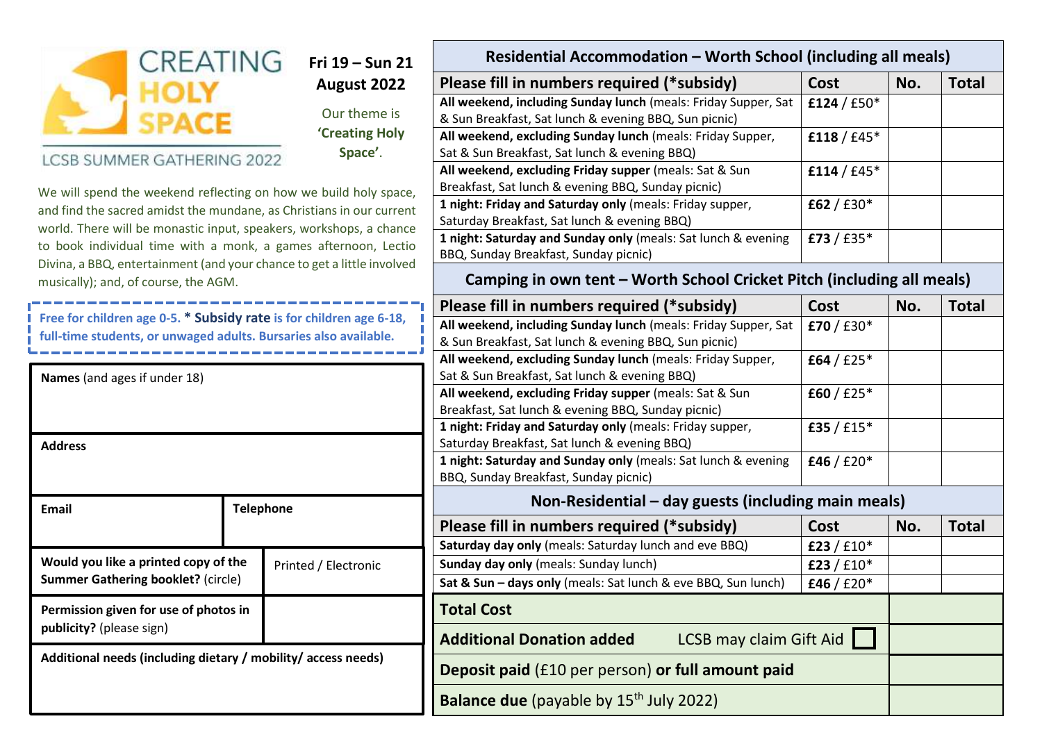# CREATING HOLY SPACE

LCSB SUMMER GATHERING 2022

**Fri 19 – Sun 21 August 2022**

Our theme is **'Creating Holy Space'**.

We will spend the weekend reflecting on how we build holy space, and find the sacred amidst the mundane, as Christians in our current world. There will be monastic input, speakers, workshops, a chance to book individual time with a monk, a games afternoon, Lectio Divina, a BBQ, entertainment (and your chance to get a little involved musically); and, of course, the AGM.

**Free for children age 0-5. * Subsidy rate is for children age 6-18, full-time students, or unwaged adults. Bursaries also available.**

| | |
|---|---|
| **Names** (and ages if under 18) | |
| **Address** | |
| **Email** | **Telephone** |
| **Would you like a printed copy of the Summer Gathering booklet?** (circle) | Printed / Electronic |
| **Permission given for use of photos in publicity?** (please sign) | |
| **Additional needs (including dietary / mobility/ access needs)** | |

## Residential Accommodation – Worth School (including all meals)

| Please fill in numbers required (*subsidy) | Cost | No. | Total |
|---|---|---|---|
| **All weekend, including Sunday lunch** (meals: Friday Supper, Sat & Sun Breakfast, Sat lunch & evening BBQ, Sun picnic) | **£124** / £50* | | |
| **All weekend, excluding Sunday lunch** (meals: Friday Supper, Sat & Sun Breakfast, Sat lunch & evening BBQ) | **£118** / £45* | | |
| **All weekend, excluding Friday supper** (meals: Sat & Sun Breakfast, Sat lunch & evening BBQ, Sunday picnic) | **£114** / £45* | | |
| **1 night: Friday and Saturday only** (meals: Friday supper, Saturday Breakfast, Sat lunch & evening BBQ) | **£62** / £30* | | |
| **1 night: Saturday and Sunday only** (meals: Sat lunch & evening BBQ, Sunday Breakfast, Sunday picnic) | **£73** / £35* | | |

## Camping in own tent – Worth School Cricket Pitch (including all meals)

| Please fill in numbers required (*subsidy) | Cost | No. | Total |
|---|---|---|---|
| **All weekend, including Sunday lunch** (meals: Friday Supper, Sat & Sun Breakfast, Sat lunch & evening BBQ, Sun picnic) | **£70** / £30* | | |
| **All weekend, excluding Sunday lunch** (meals: Friday Supper, Sat & Sun Breakfast, Sat lunch & evening BBQ) | **£64** / £25* | | |
| **All weekend, excluding Friday supper** (meals: Sat & Sun Breakfast, Sat lunch & evening BBQ, Sunday picnic) | **£60** / £25* | | |
| **1 night: Friday and Saturday only** (meals: Friday supper, Saturday Breakfast, Sat lunch & evening BBQ) | **£35** / £15* | | |
| **1 night: Saturday and Sunday only** (meals: Sat lunch & evening BBQ, Sunday Breakfast, Sunday picnic) | **£46** / £20* | | |

## Non-Residential – day guests (including main meals)

| Please fill in numbers required (*subsidy) | Cost | No. | Total |
|---|---|---|---|
| **Saturday day only** (meals: Saturday lunch and eve BBQ) | **£23** / £10* | | |
| **Sunday day only** (meals: Sunday lunch) | **£23** / £10* | | |
| **Sat & Sun – days only** (meals: Sat lunch & eve BBQ, Sun lunch) | **£46** / £20* | | |

| | |
|---|---|
| **Total Cost** | |
| **Additional Donation added** LCSB may claim Gift Aid ☐ | |
| **Deposit paid** (£10 per person) **or full amount paid** | |
| **Balance due** (payable by 15th July 2022) | |